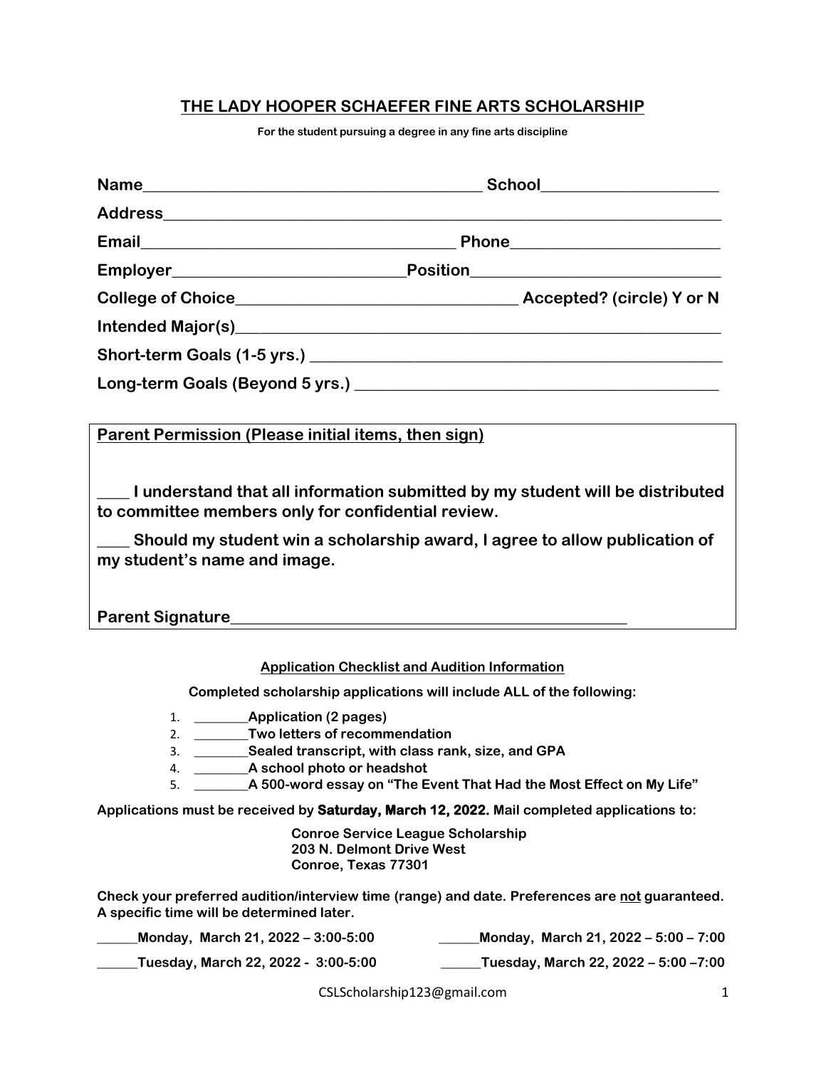# THE LADY HOOPER SCHAEFER FINE ARTS SCHOLARSHIP

**For the student pursuing a degree in any fine arts discipline**

**Name**_________________________________________ **School**_____________________

**Address**________________________________________________________________________

**Email**______________________________________ **Phone**_________________________

**Employer**___________________________**Position**______________________________

**College of Choice**__________________________________ **Accepted? (circle) Y or N**

**Intended Major(s)**____________________________________________________________

**Short-term Goals (1-5 yrs.)** _____________________________________________________

**Long-term Goals (Beyond 5 yrs.)** _____________________________________________

---

**Parent Permission (Please initial items, then sign)**

**____ I understand that all information submitted by my student will be distributed to committee members only for confidential review.**

**____ Should my student win a scholarship award, I agree to allow publication of my student's name and image.**

**Parent Signature**__________________________________________________

---

**Application Checklist and Audition Information**

**Completed scholarship applications will include ALL of the following:**

1. ________**Application (2 pages)**
2. ________**Two letters of recommendation**
3. ________**Sealed transcript, with class rank, size, and GPA**
4. ________**A school photo or headshot**
5. ________**A 500-word essay on "The Event That Had the Most Effect on My Life"**

**Applications must be received by Saturday, March 12, 2022. Mail completed applications to:**

**Conroe Service League Scholarship**
**203 N. Delmont Drive West**
**Conroe, Texas 77301**

**Check your preferred audition/interview time (range) and date. Preferences are not guaranteed. A specific time will be determined later.**

______**Monday, March 21, 2022 – 3:00-5:00**

______**Monday, March 21, 2022 – 5:00 – 7:00**

______**Tuesday, March 22, 2022 - 3:00-5:00**

______**Tuesday, March 22, 2022 – 5:00 –7:00**

CSLScholarship123@gmail.com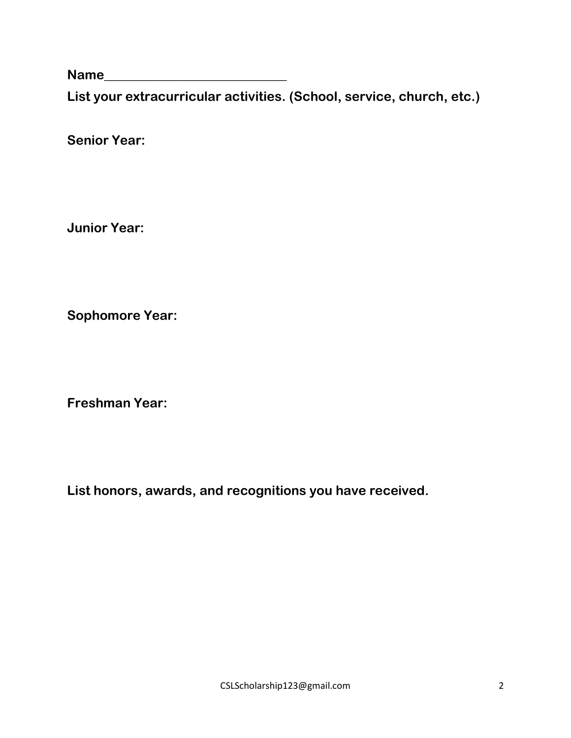**Name**___________________________

**List your extracurricular activities. (School, service, church, etc.)**

**Senior Year:**

**Junior Year:**

**Sophomore Year:**

**Freshman Year:**

**List honors, awards, and recognitions you have received.**

CSLScholarship123@gmail.com